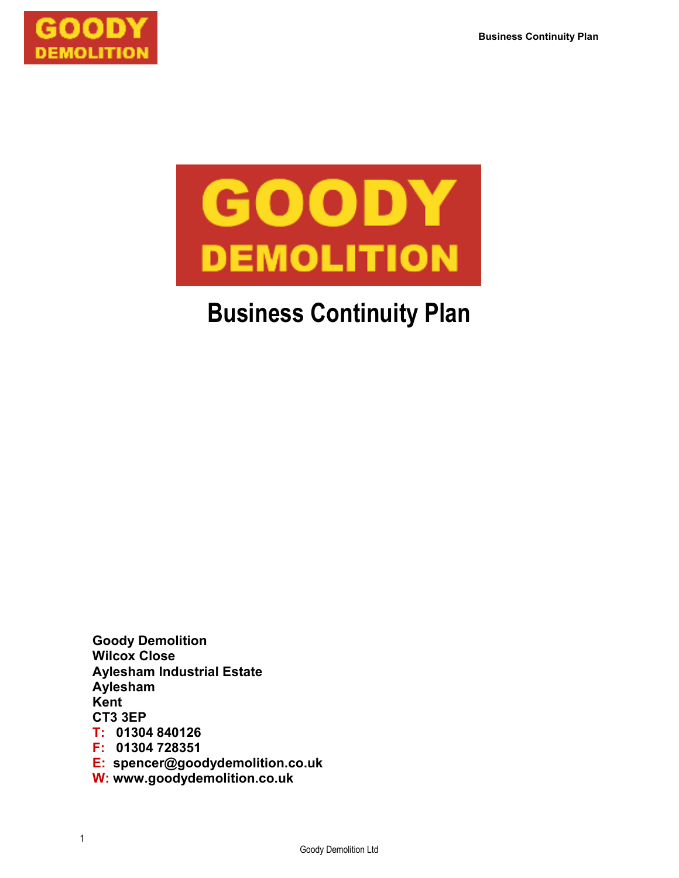# GOODY DEMOLITION

# Business Continuity Plan

**Goody Demolition**
**Wilcox Close**
**Aylesham Industrial Estate**
**Aylesham**
**Kent**
**CT3 3EP**
**T: 01304 840126**
**F: 01304 728351**
**E: spencer@goodydemolition.co.uk**
**W: www.goodydemolition.co.uk**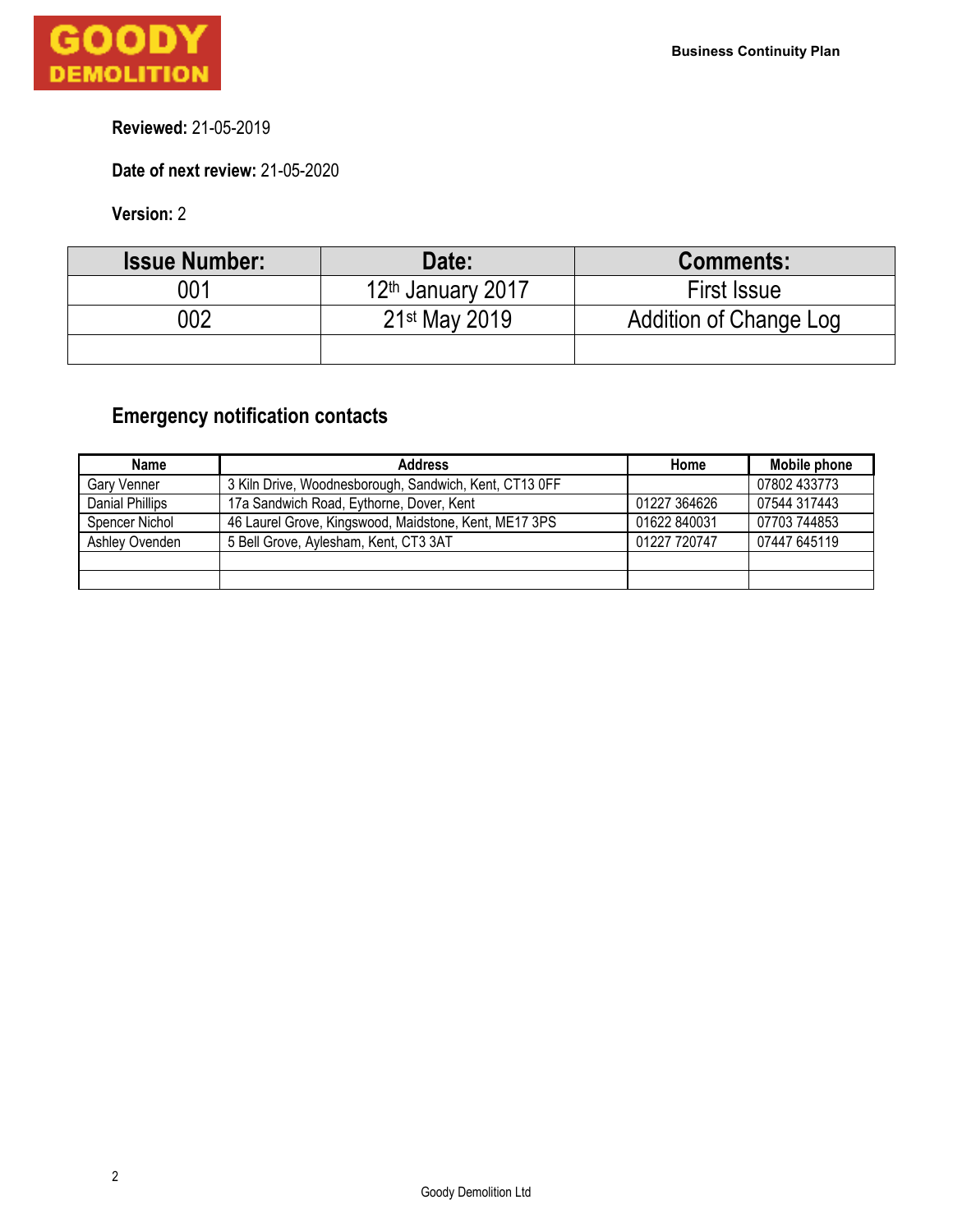**Reviewed:** 21-05-2019

**Date of next review:** 21-05-2020

**Version:** 2

| Issue Number: | Date: | Comments: |
|---|---|---|
| 001 | 12th January 2017 | First Issue |
| 002 | 21st May 2019 | Addition of Change Log |
| | | |

## Emergency notification contacts

| Name | Address | Home | Mobile phone |
|---|---|---|---|
| Gary Venner | 3 Kiln Drive, Woodnesborough, Sandwich, Kent, CT13 0FF | | 07802 433773 |
| Danial Phillips | 17a Sandwich Road, Eythorne, Dover, Kent | 01227 364626 | 07544 317443 |
| Spencer Nichol | 46 Laurel Grove, Kingswood, Maidstone, Kent, ME17 3PS | 01622 840031 | 07703 744853 |
| Ashley Ovenden | 5 Bell Grove, Aylesham, Kent, CT3 3AT | 01227 720747 | 07447 645119 |
| | | | |
| | | | |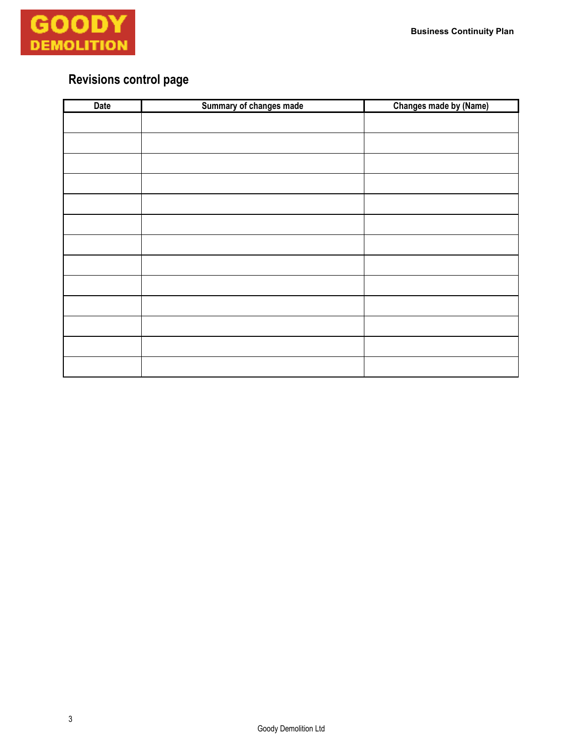## Revisions control page

| Date | Summary of changes made | Changes made by (Name) |
|---|---|---|
| | | |
| | | |
| | | |
| | | |
| | | |
| | | |
| | | |
| | | |
| | | |
| | | |
| | | |
| | | |
| | | |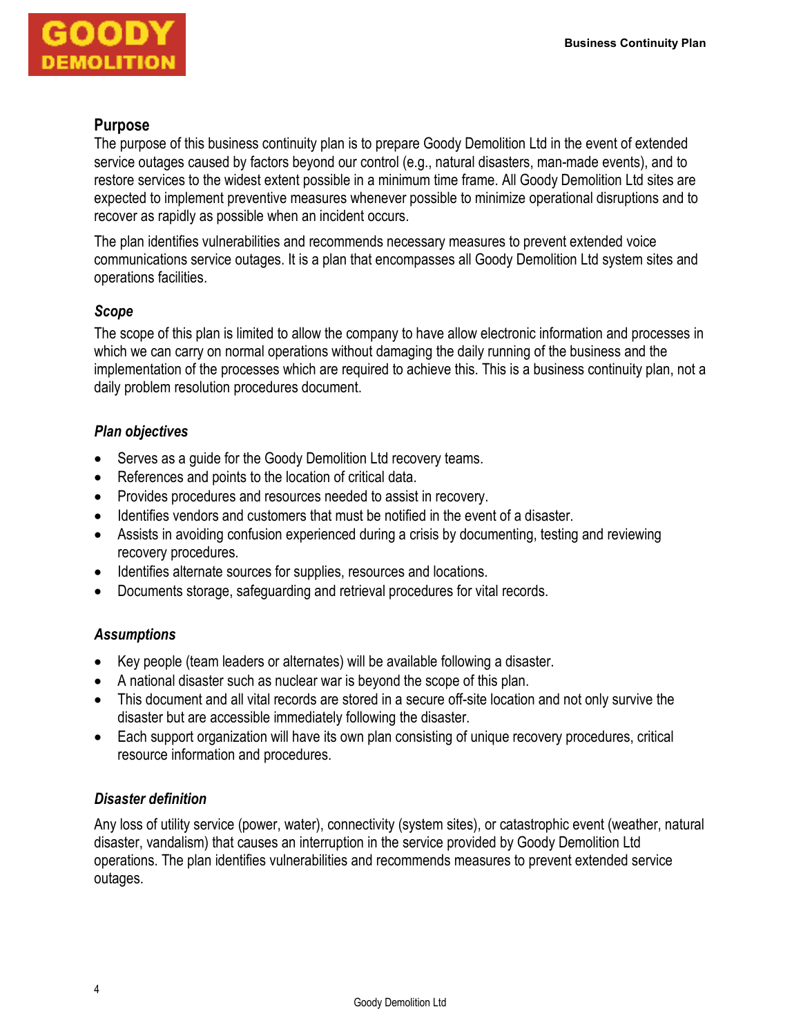## Purpose

The purpose of this business continuity plan is to prepare Goody Demolition Ltd in the event of extended service outages caused by factors beyond our control (e.g., natural disasters, man-made events), and to restore services to the widest extent possible in a minimum time frame. All Goody Demolition Ltd sites are expected to implement preventive measures whenever possible to minimize operational disruptions and to recover as rapidly as possible when an incident occurs.

The plan identifies vulnerabilities and recommends necessary measures to prevent extended voice communications service outages. It is a plan that encompasses all Goody Demolition Ltd system sites and operations facilities.

### *Scope*

The scope of this plan is limited to allow the company to have allow electronic information and processes in which we can carry on normal operations without damaging the daily running of the business and the implementation of the processes which are required to achieve this. This is a business continuity plan, not a daily problem resolution procedures document.

### *Plan objectives*

- Serves as a guide for the Goody Demolition Ltd recovery teams.
- References and points to the location of critical data.
- Provides procedures and resources needed to assist in recovery.
- Identifies vendors and customers that must be notified in the event of a disaster.
- Assists in avoiding confusion experienced during a crisis by documenting, testing and reviewing recovery procedures.
- Identifies alternate sources for supplies, resources and locations.
- Documents storage, safeguarding and retrieval procedures for vital records.

### *Assumptions*

- Key people (team leaders or alternates) will be available following a disaster.
- A national disaster such as nuclear war is beyond the scope of this plan.
- This document and all vital records are stored in a secure off-site location and not only survive the disaster but are accessible immediately following the disaster.
- Each support organization will have its own plan consisting of unique recovery procedures, critical resource information and procedures.

### *Disaster definition*

Any loss of utility service (power, water), connectivity (system sites), or catastrophic event (weather, natural disaster, vandalism) that causes an interruption in the service provided by Goody Demolition Ltd operations. The plan identifies vulnerabilities and recommends measures to prevent extended service outages.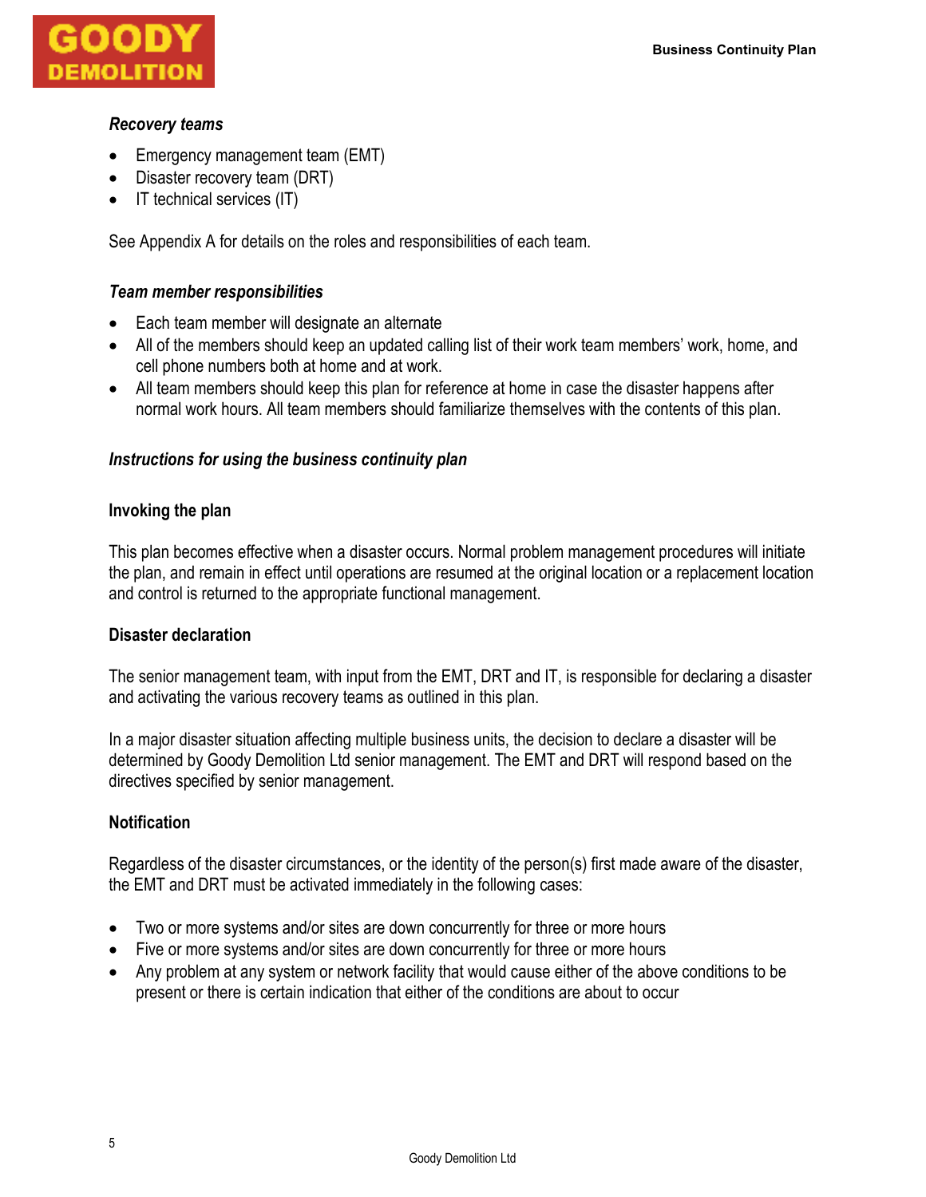*Recovery teams*

- Emergency management team (EMT)
- Disaster recovery team (DRT)
- IT technical services (IT)

See Appendix A for details on the roles and responsibilities of each team.

*Team member responsibilities*

- Each team member will designate an alternate
- All of the members should keep an updated calling list of their work team members' work, home, and cell phone numbers both at home and at work.
- All team members should keep this plan for reference at home in case the disaster happens after normal work hours. All team members should familiarize themselves with the contents of this plan.

*Instructions for using the business continuity plan*

**Invoking the plan**

This plan becomes effective when a disaster occurs. Normal problem management procedures will initiate the plan, and remain in effect until operations are resumed at the original location or a replacement location and control is returned to the appropriate functional management.

**Disaster declaration**

The senior management team, with input from the EMT, DRT and IT, is responsible for declaring a disaster and activating the various recovery teams as outlined in this plan.

In a major disaster situation affecting multiple business units, the decision to declare a disaster will be determined by Goody Demolition Ltd senior management. The EMT and DRT will respond based on the directives specified by senior management.

**Notification**

Regardless of the disaster circumstances, or the identity of the person(s) first made aware of the disaster, the EMT and DRT must be activated immediately in the following cases:

- Two or more systems and/or sites are down concurrently for three or more hours
- Five or more systems and/or sites are down concurrently for three or more hours
- Any problem at any system or network facility that would cause either of the above conditions to be present or there is certain indication that either of the conditions are about to occur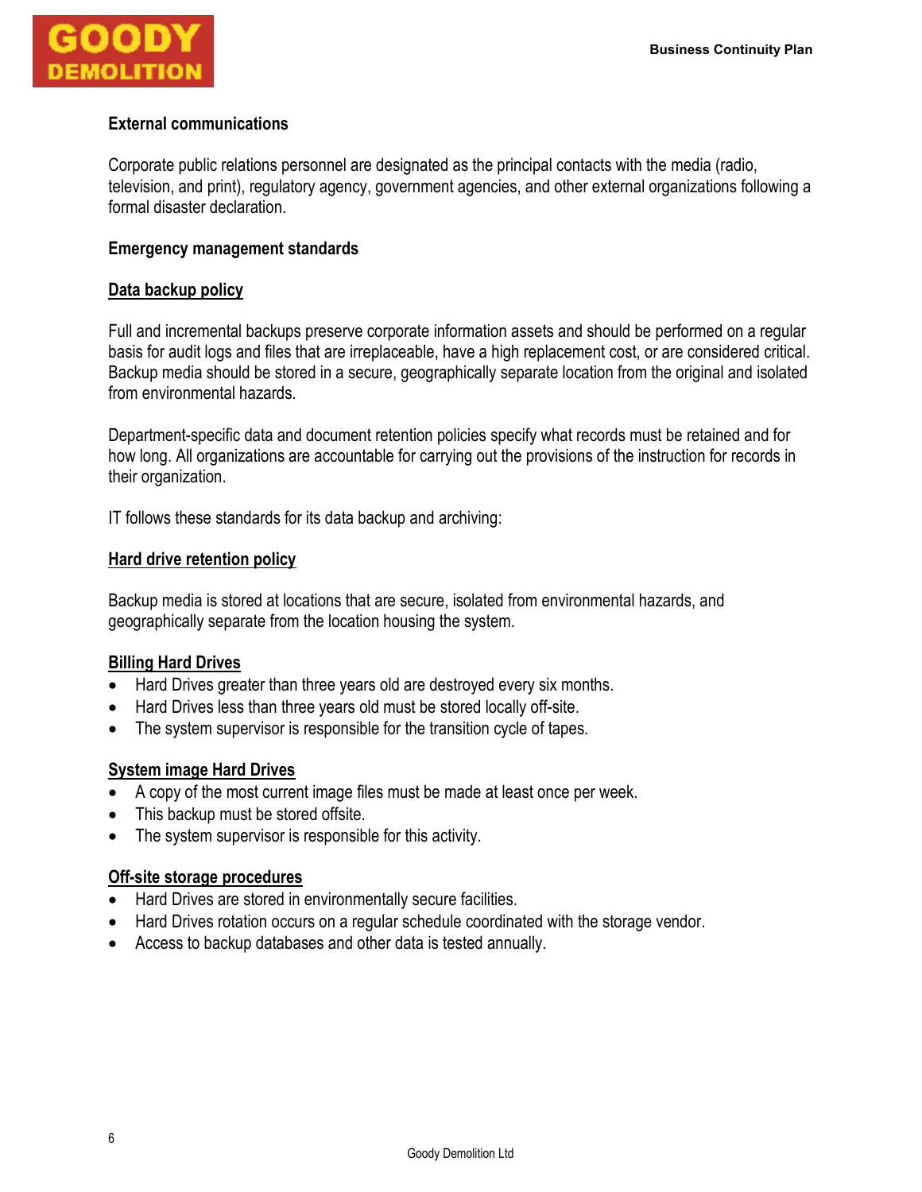## External communications

Corporate public relations personnel are designated as the principal contacts with the media (radio, television, and print), regulatory agency, government agencies, and other external organizations following a formal disaster declaration.

## Emergency management standards

### Data backup policy

Full and incremental backups preserve corporate information assets and should be performed on a regular basis for audit logs and files that are irreplaceable, have a high replacement cost, or are considered critical. Backup media should be stored in a secure, geographically separate location from the original and isolated from environmental hazards.

Department-specific data and document retention policies specify what records must be retained and for how long. All organizations are accountable for carrying out the provisions of the instruction for records in their organization.

IT follows these standards for its data backup and archiving:

### Hard drive retention policy

Backup media is stored at locations that are secure, isolated from environmental hazards, and geographically separate from the location housing the system.

### Billing Hard Drives

- Hard Drives greater than three years old are destroyed every six months.
- Hard Drives less than three years old must be stored locally off-site.
- The system supervisor is responsible for the transition cycle of tapes.

### System image Hard Drives

- A copy of the most current image files must be made at least once per week.
- This backup must be stored offsite.
- The system supervisor is responsible for this activity.

### Off-site storage procedures

- Hard Drives are stored in environmentally secure facilities.
- Hard Drives rotation occurs on a regular schedule coordinated with the storage vendor.
- Access to backup databases and other data is tested annually.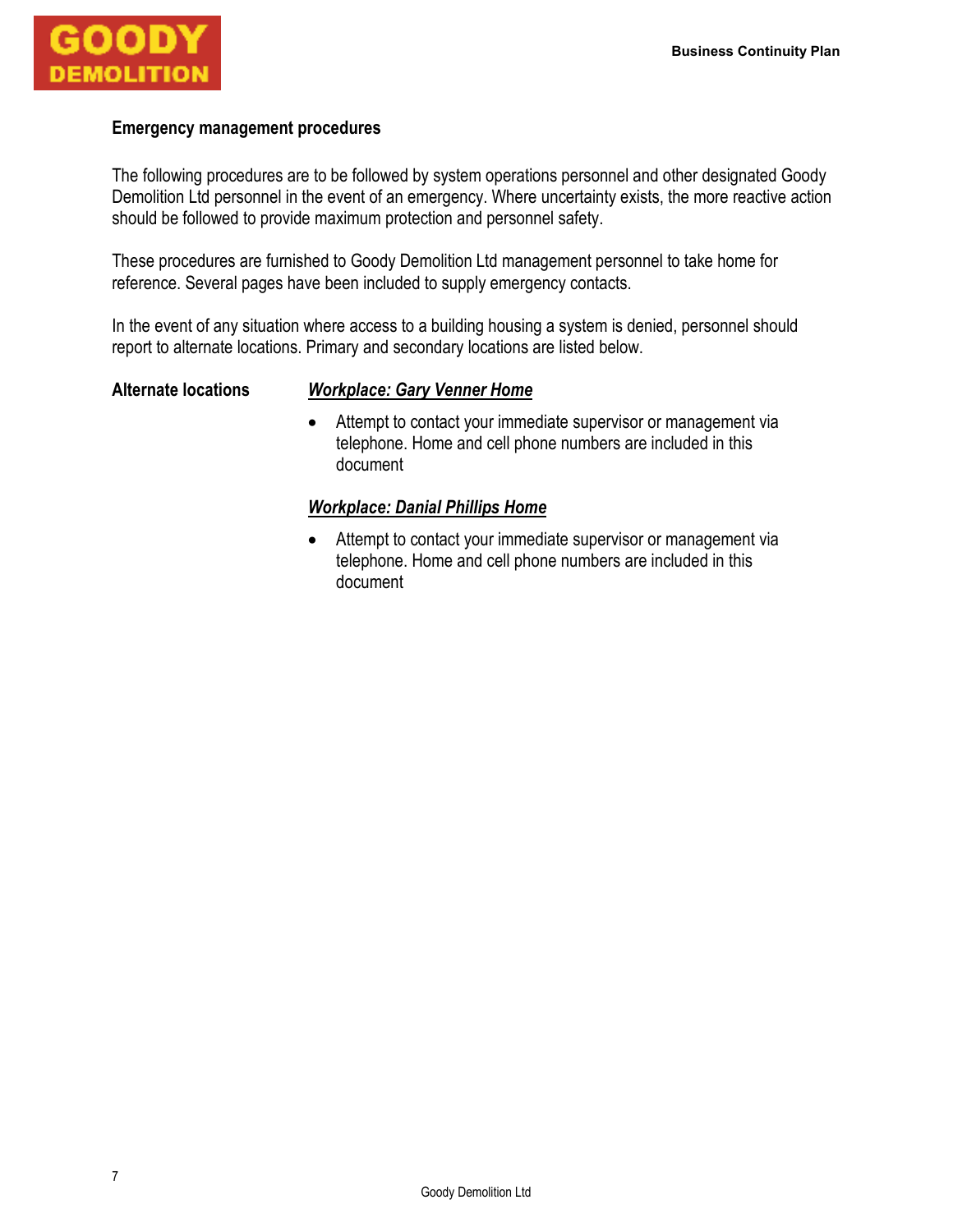## Emergency management procedures

The following procedures are to be followed by system operations personnel and other designated Goody Demolition Ltd personnel in the event of an emergency. Where uncertainty exists, the more reactive action should be followed to provide maximum protection and personnel safety.

These procedures are furnished to Goody Demolition Ltd management personnel to take home for reference. Several pages have been included to supply emergency contacts.

In the event of any situation where access to a building housing a system is denied, personnel should report to alternate locations. Primary and secondary locations are listed below.

**Alternate locations**

***Workplace: Gary Venner Home***

- Attempt to contact your immediate supervisor or management via telephone. Home and cell phone numbers are included in this document

***Workplace: Danial Phillips Home***

- Attempt to contact your immediate supervisor or management via telephone. Home and cell phone numbers are included in this document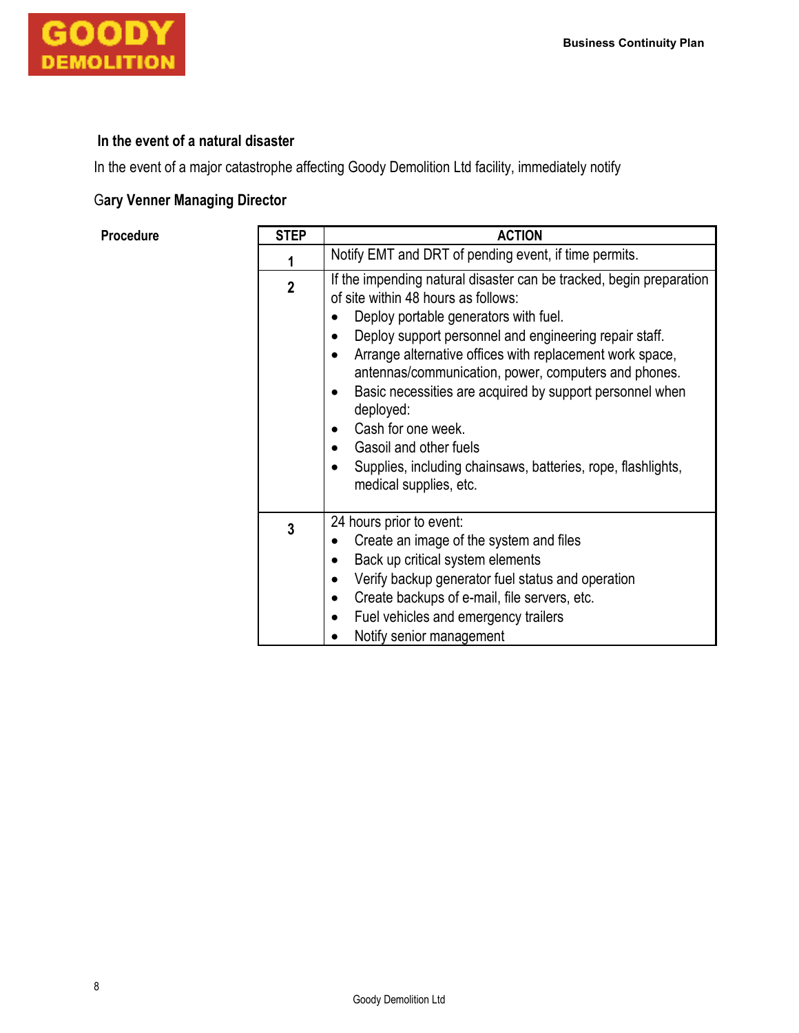### In the event of a natural disaster

In the event of a major catastrophe affecting Goody Demolition Ltd facility, immediately notify

**Gary Venner Managing Director**

**Procedure**

| STEP | ACTION |
|---|---|
| 1 | Notify EMT and DRT of pending event, if time permits. |
| 2 | If the impending natural disaster can be tracked, begin preparation of site within 48 hours as follows:<br>• Deploy portable generators with fuel.<br>• Deploy support personnel and engineering repair staff.<br>• Arrange alternative offices with replacement work space, antennas/communication, power, computers and phones.<br>• Basic necessities are acquired by support personnel when deployed:<br>• Cash for one week.<br>• Gasoil and other fuels<br>• Supplies, including chainsaws, batteries, rope, flashlights, medical supplies, etc. |
| 3 | 24 hours prior to event:<br>• Create an image of the system and files<br>• Back up critical system elements<br>• Verify backup generator fuel status and operation<br>• Create backups of e-mail, file servers, etc.<br>• Fuel vehicles and emergency trailers<br>• Notify senior management |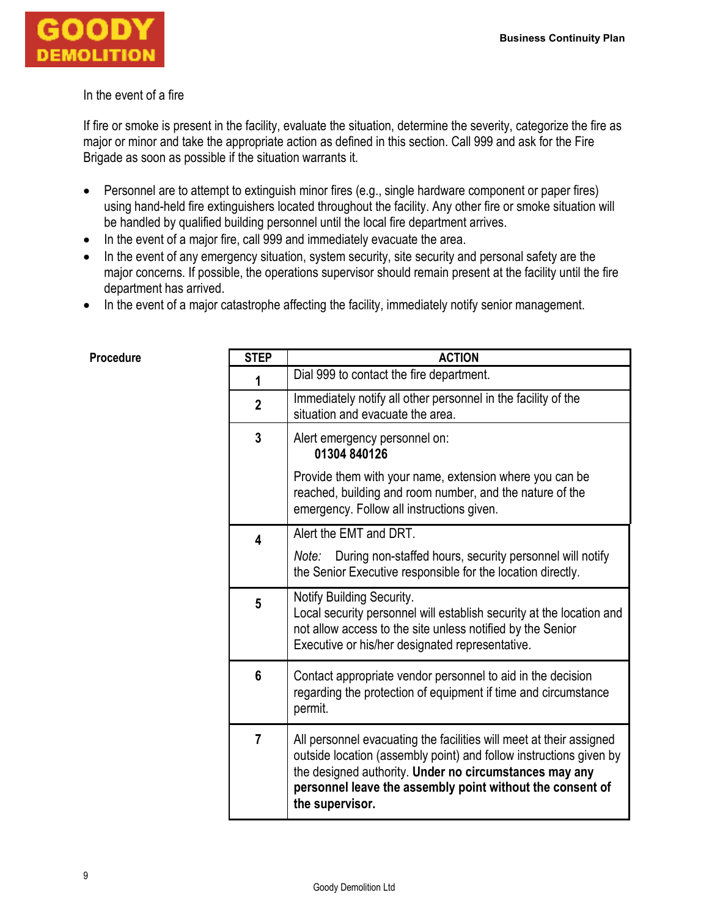In the event of a fire

If fire or smoke is present in the facility, evaluate the situation, determine the severity, categorize the fire as major or minor and take the appropriate action as defined in this section. Call 999 and ask for the Fire Brigade as soon as possible if the situation warrants it.

- Personnel are to attempt to extinguish minor fires (e.g., single hardware component or paper fires) using hand-held fire extinguishers located throughout the facility. Any other fire or smoke situation will be handled by qualified building personnel until the local fire department arrives.
- In the event of a major fire, call 999 and immediately evacuate the area.
- In the event of any emergency situation, system security, site security and personal safety are the major concerns. If possible, the operations supervisor should remain present at the facility until the fire department has arrived.
- In the event of a major catastrophe affecting the facility, immediately notify senior management.

**Procedure**

| STEP | ACTION |
|---|---|
| 1 | Dial 999 to contact the fire department. |
| 2 | Immediately notify all other personnel in the facility of the situation and evacuate the area. |
| 3 | Alert emergency personnel on: **01304 840126**<br><br>Provide them with your name, extension where you can be reached, building and room number, and the nature of the emergency. Follow all instructions given. |
| 4 | Alert the EMT and DRT.<br><br>*Note:* During non-staffed hours, security personnel will notify the Senior Executive responsible for the location directly. |
| 5 | Notify Building Security.<br>Local security personnel will establish security at the location and not allow access to the site unless notified by the Senior Executive or his/her designated representative. |
| 6 | Contact appropriate vendor personnel to aid in the decision regarding the protection of equipment if time and circumstance permit. |
| 7 | All personnel evacuating the facilities will meet at their assigned outside location (assembly point) and follow instructions given by the designed authority. **Under no circumstances may any personnel leave the assembly point without the consent of the supervisor.** |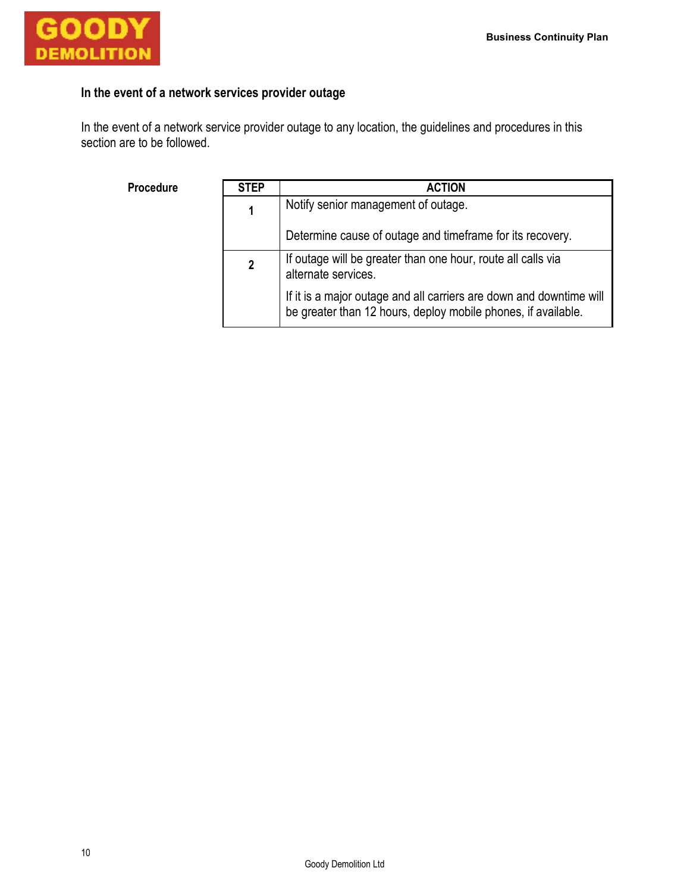### In the event of a network services provider outage

In the event of a network service provider outage to any location, the guidelines and procedures in this section are to be followed.

**Procedure**

| STEP | ACTION |
|---|---|
| 1 | Notify senior management of outage.<br><br>Determine cause of outage and timeframe for its recovery. |
| 2 | If outage will be greater than one hour, route all calls via alternate services.<br><br>If it is a major outage and all carriers are down and downtime will be greater than 12 hours, deploy mobile phones, if available. |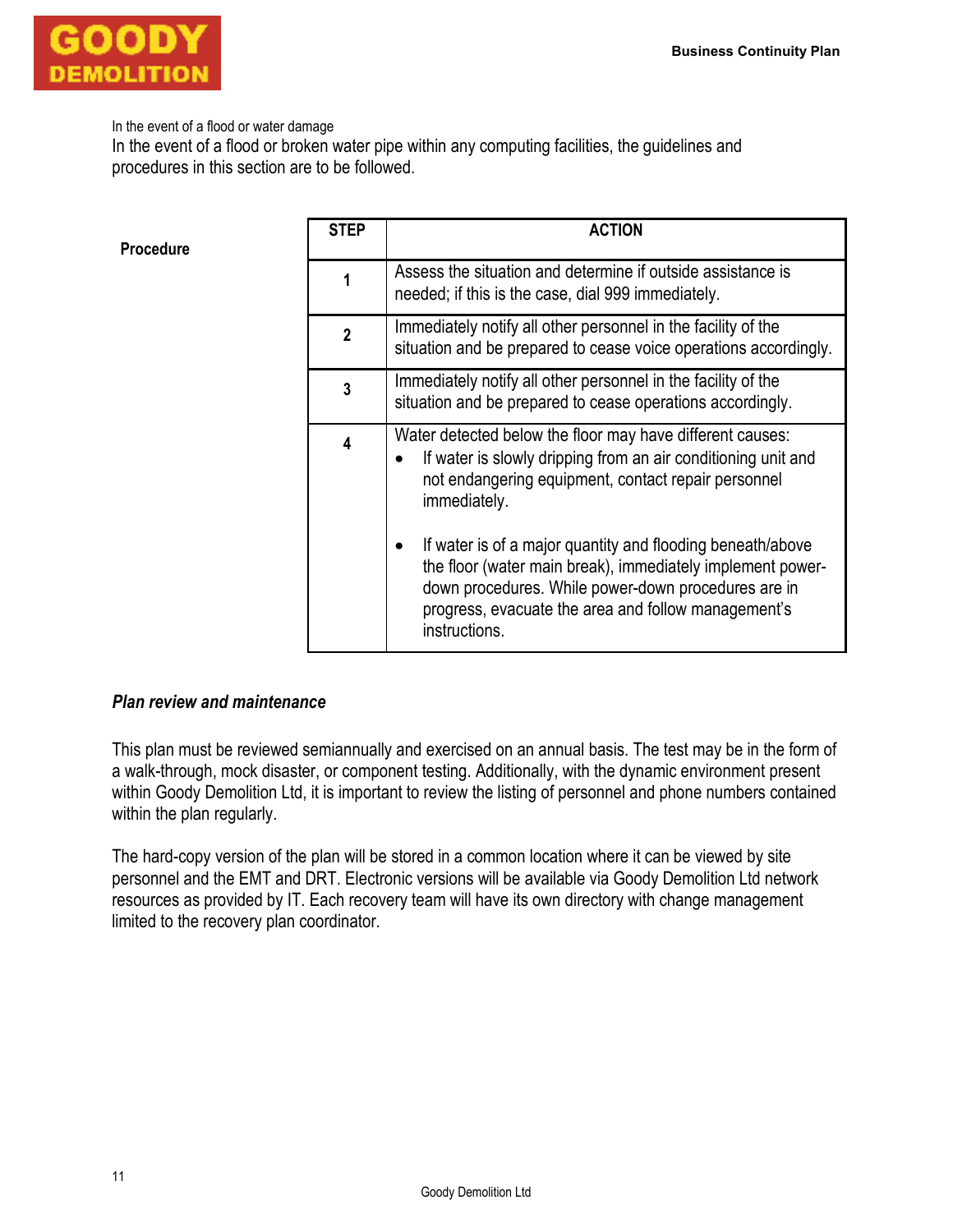In the event of a flood or water damage

In the event of a flood or broken water pipe within any computing facilities, the guidelines and procedures in this section are to be followed.

**Procedure**

| STEP | ACTION |
| --- | --- |
| **1** | Assess the situation and determine if outside assistance is needed; if this is the case, dial 999 immediately. |
| **2** | Immediately notify all other personnel in the facility of the situation and be prepared to cease voice operations accordingly. |
| **3** | Immediately notify all other personnel in the facility of the situation and be prepared to cease operations accordingly. |
| **4** | Water detected below the floor may have different causes:<br>• If water is slowly dripping from an air conditioning unit and not endangering equipment, contact repair personnel immediately.<br><br>• If water is of a major quantity and flooding beneath/above the floor (water main break), immediately implement power-down procedures. While power-down procedures are in progress, evacuate the area and follow management's instructions. |

***Plan review and maintenance***

This plan must be reviewed semiannually and exercised on an annual basis. The test may be in the form of a walk-through, mock disaster, or component testing. Additionally, with the dynamic environment present within Goody Demolition Ltd, it is important to review the listing of personnel and phone numbers contained within the plan regularly.

The hard-copy version of the plan will be stored in a common location where it can be viewed by site personnel and the EMT and DRT. Electronic versions will be available via Goody Demolition Ltd network resources as provided by IT. Each recovery team will have its own directory with change management limited to the recovery plan coordinator.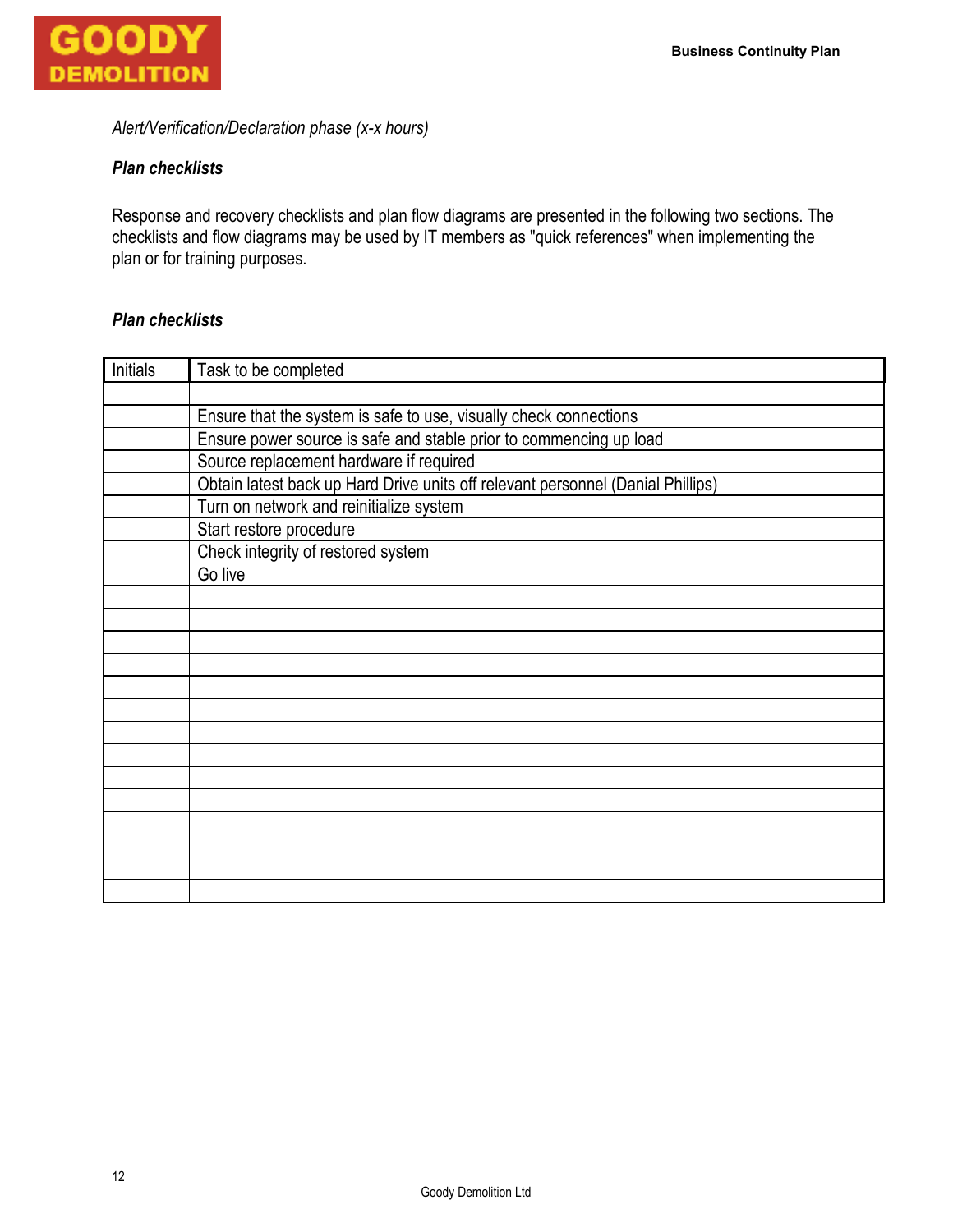*Alert/Verification/Declaration phase (x-x hours)*

***Plan checklists***

Response and recovery checklists and plan flow diagrams are presented in the following two sections. The checklists and flow diagrams may be used by IT members as "quick references" when implementing the plan or for training purposes.

***Plan checklists***

| Initials | Task to be completed |
|---|---|
| | |
| | Ensure that the system is safe to use, visually check connections |
| | Ensure power source is safe and stable prior to commencing up load |
| | Source replacement hardware if required |
| | Obtain latest back up Hard Drive units off relevant personnel (Danial Phillips) |
| | Turn on network and reinitialize system |
| | Start restore procedure |
| | Check integrity of restored system |
| | Go live |
| | |
| | |
| | |
| | |
| | |
| | |
| | |
| | |
| | |
| | |
| | |
| | |
| | |
| | |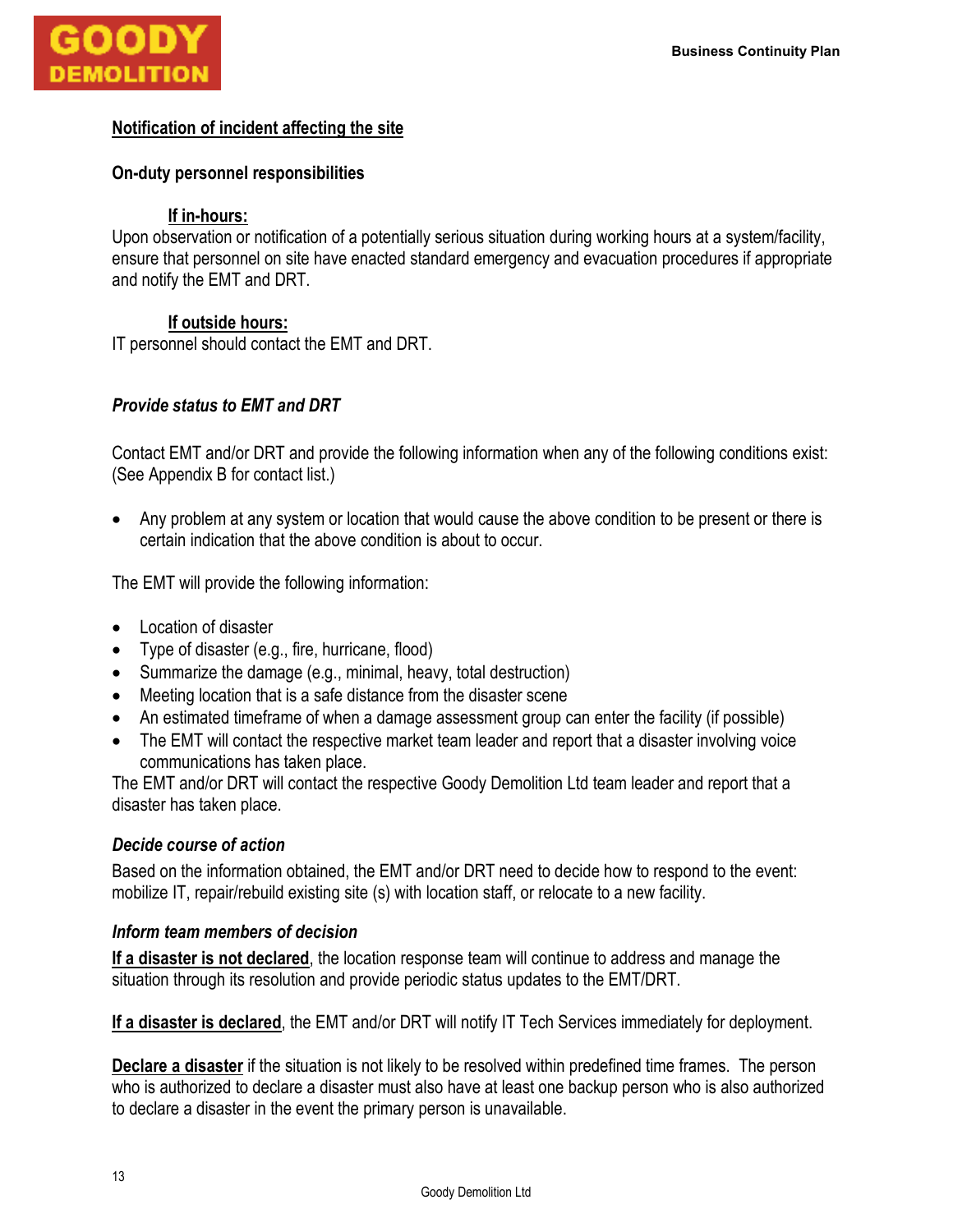## Notification of incident affecting the site

### On-duty personnel responsibilities

**If in-hours:**

Upon observation or notification of a potentially serious situation during working hours at a system/facility, ensure that personnel on site have enacted standard emergency and evacuation procedures if appropriate and notify the EMT and DRT.

**If outside hours:**

IT personnel should contact the EMT and DRT.

### *Provide status to EMT and DRT*

Contact EMT and/or DRT and provide the following information when any of the following conditions exist: (See Appendix B for contact list.)

- Any problem at any system or location that would cause the above condition to be present or there is certain indication that the above condition is about to occur.

The EMT will provide the following information:

- Location of disaster
- Type of disaster (e.g., fire, hurricane, flood)
- Summarize the damage (e.g., minimal, heavy, total destruction)
- Meeting location that is a safe distance from the disaster scene
- An estimated timeframe of when a damage assessment group can enter the facility (if possible)
- The EMT will contact the respective market team leader and report that a disaster involving voice communications has taken place.

The EMT and/or DRT will contact the respective Goody Demolition Ltd team leader and report that a disaster has taken place.

### *Decide course of action*

Based on the information obtained, the EMT and/or DRT need to decide how to respond to the event: mobilize IT, repair/rebuild existing site (s) with location staff, or relocate to a new facility.

### *Inform team members of decision*

**If a disaster is not declared**, the location response team will continue to address and manage the situation through its resolution and provide periodic status updates to the EMT/DRT.

**If a disaster is declared**, the EMT and/or DRT will notify IT Tech Services immediately for deployment.

**Declare a disaster** if the situation is not likely to be resolved within predefined time frames. The person who is authorized to declare a disaster must also have at least one backup person who is also authorized to declare a disaster in the event the primary person is unavailable.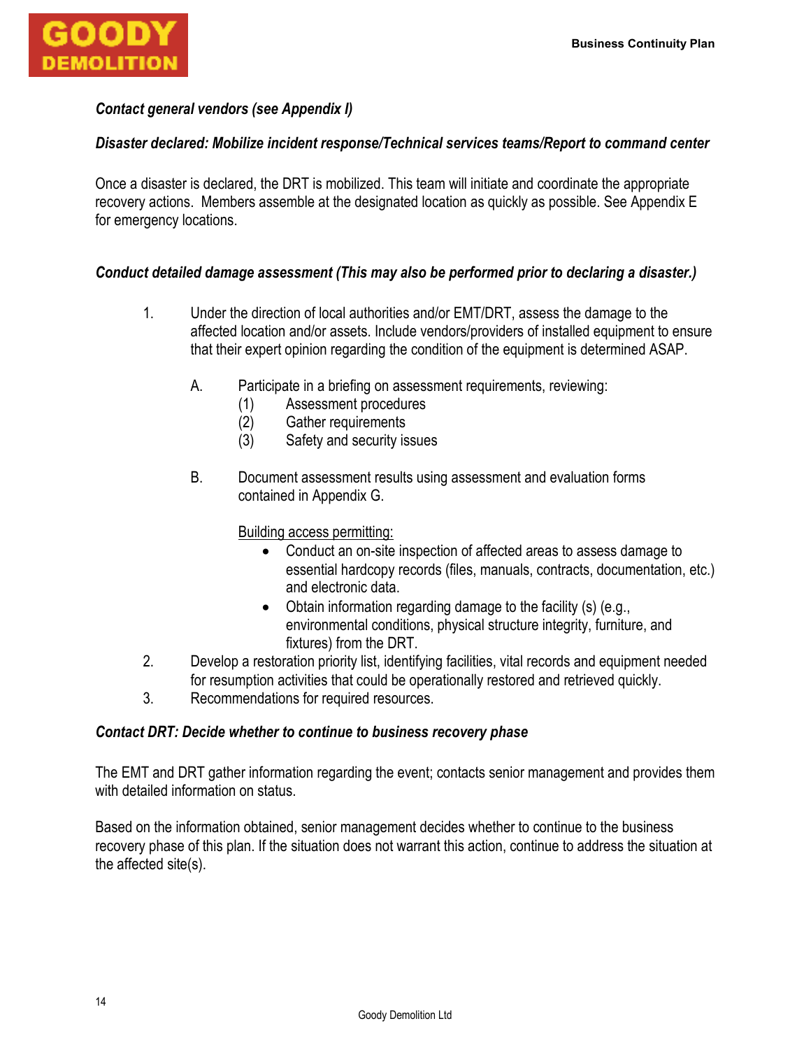***Contact general vendors (see Appendix I)***

***Disaster declared: Mobilize incident response/Technical services teams/Report to command center***

Once a disaster is declared, the DRT is mobilized. This team will initiate and coordinate the appropriate recovery actions. Members assemble at the designated location as quickly as possible. See Appendix E for emergency locations.

***Conduct detailed damage assessment (This may also be performed prior to declaring a disaster.)***

1. Under the direction of local authorities and/or EMT/DRT, assess the damage to the affected location and/or assets. Include vendors/providers of installed equipment to ensure that their expert opinion regarding the condition of the equipment is determined ASAP.

   A. Participate in a briefing on assessment requirements, reviewing:
      (1) Assessment procedures
      (2) Gather requirements
      (3) Safety and security issues

   B. Document assessment results using assessment and evaluation forms contained in Appendix G.

      Building access permitting:
      - Conduct an on-site inspection of affected areas to assess damage to essential hardcopy records (files, manuals, contracts, documentation, etc.) and electronic data.
      - Obtain information regarding damage to the facility (s) (e.g., environmental conditions, physical structure integrity, furniture, and fixtures) from the DRT.

2. Develop a restoration priority list, identifying facilities, vital records and equipment needed for resumption activities that could be operationally restored and retrieved quickly.
3. Recommendations for required resources.

***Contact DRT: Decide whether to continue to business recovery phase***

The EMT and DRT gather information regarding the event; contacts senior management and provides them with detailed information on status.

Based on the information obtained, senior management decides whether to continue to the business recovery phase of this plan. If the situation does not warrant this action, continue to address the situation at the affected site(s).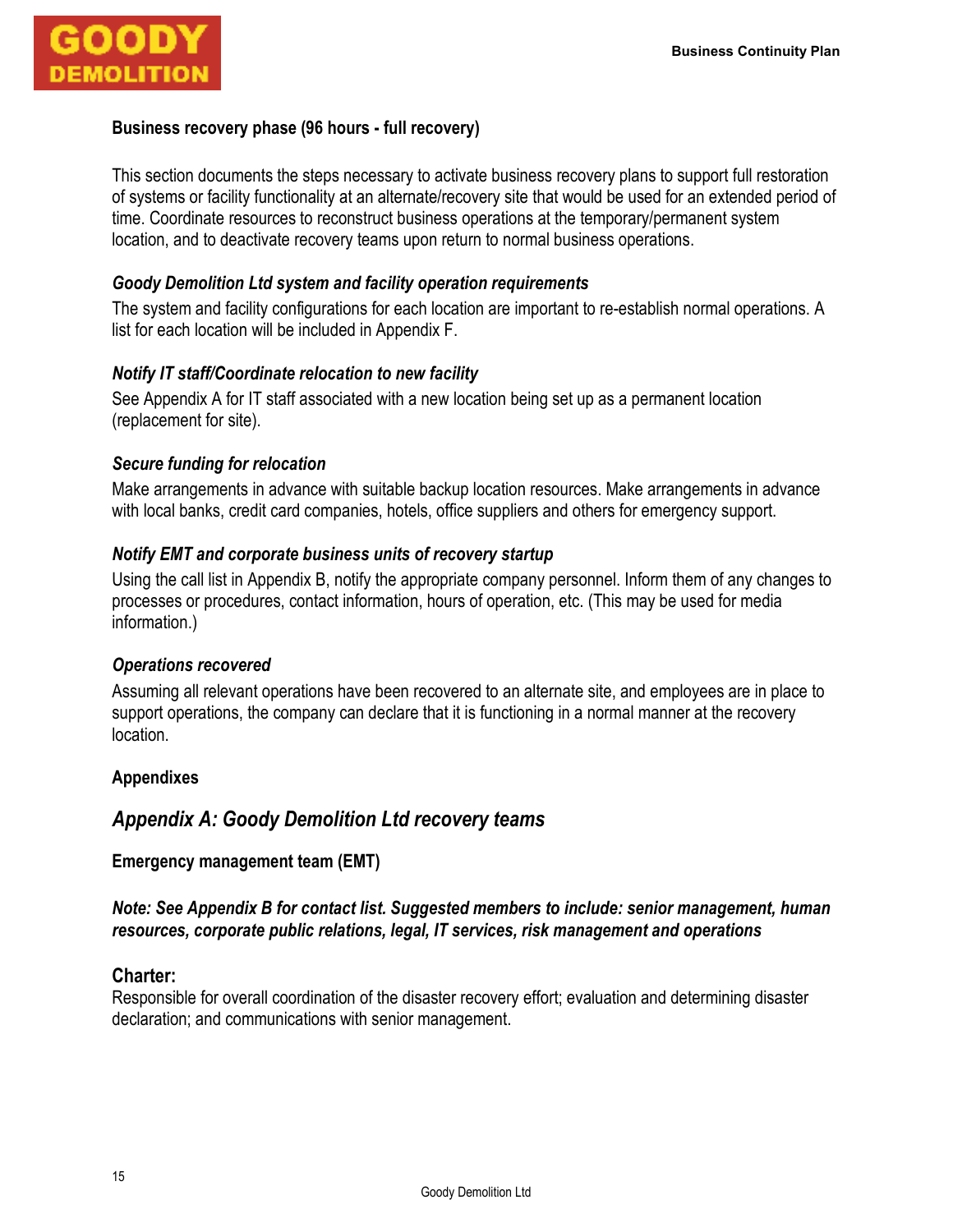**Business recovery phase (96 hours - full recovery)**

This section documents the steps necessary to activate business recovery plans to support full restoration of systems or facility functionality at an alternate/recovery site that would be used for an extended period of time. Coordinate resources to reconstruct business operations at the temporary/permanent system location, and to deactivate recovery teams upon return to normal business operations.

***Goody Demolition Ltd system and facility operation requirements***

The system and facility configurations for each location are important to re-establish normal operations. A list for each location will be included in Appendix F.

***Notify IT staff/Coordinate relocation to new facility***

See Appendix A for IT staff associated with a new location being set up as a permanent location (replacement for site).

***Secure funding for relocation***

Make arrangements in advance with suitable backup location resources. Make arrangements in advance with local banks, credit card companies, hotels, office suppliers and others for emergency support.

***Notify EMT and corporate business units of recovery startup***

Using the call list in Appendix B, notify the appropriate company personnel. Inform them of any changes to processes or procedures, contact information, hours of operation, etc. (This may be used for media information.)

***Operations recovered***

Assuming all relevant operations have been recovered to an alternate site, and employees are in place to support operations, the company can declare that it is functioning in a normal manner at the recovery location.

**Appendixes**

## *Appendix A: Goody Demolition Ltd recovery teams*

**Emergency management team (EMT)**

***Note: See Appendix B for contact list. Suggested members to include: senior management, human resources, corporate public relations, legal, IT services, risk management and operations***

**Charter:**
Responsible for overall coordination of the disaster recovery effort; evaluation and determining disaster declaration; and communications with senior management.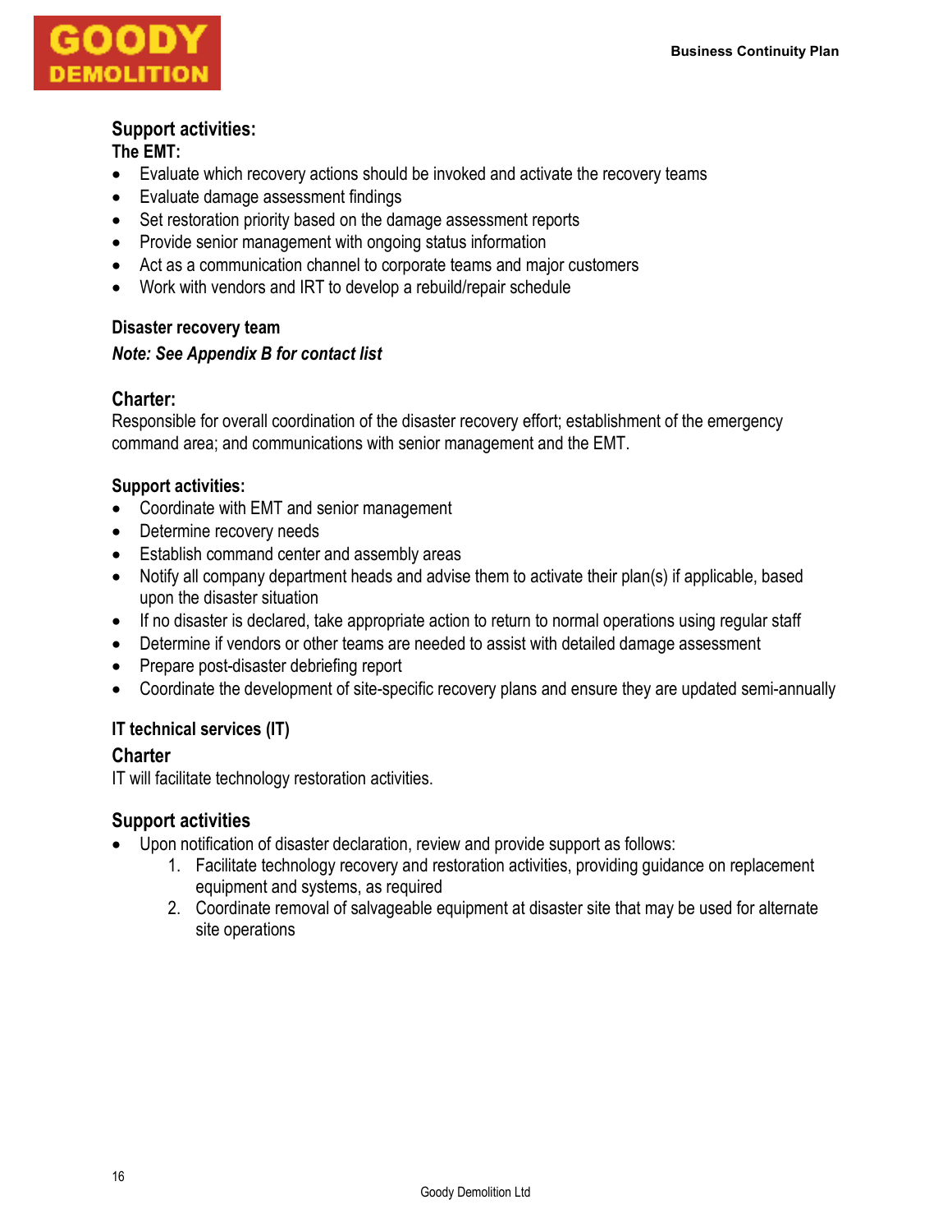**Support activities:**

**The EMT:**

- Evaluate which recovery actions should be invoked and activate the recovery teams
- Evaluate damage assessment findings
- Set restoration priority based on the damage assessment reports
- Provide senior management with ongoing status information
- Act as a communication channel to corporate teams and major customers
- Work with vendors and IRT to develop a rebuild/repair schedule

**Disaster recovery team**

***Note: See Appendix B for contact list***

### Charter:

Responsible for overall coordination of the disaster recovery effort; establishment of the emergency command area; and communications with senior management and the EMT.

**Support activities:**

- Coordinate with EMT and senior management
- Determine recovery needs
- Establish command center and assembly areas
- Notify all company department heads and advise them to activate their plan(s) if applicable, based upon the disaster situation
- If no disaster is declared, take appropriate action to return to normal operations using regular staff
- Determine if vendors or other teams are needed to assist with detailed damage assessment
- Prepare post-disaster debriefing report
- Coordinate the development of site-specific recovery plans and ensure they are updated semi-annually

**IT technical services (IT)**

### Charter

IT will facilitate technology restoration activities.

### Support activities

- Upon notification of disaster declaration, review and provide support as follows:
    1. Facilitate technology recovery and restoration activities, providing guidance on replacement equipment and systems, as required
    2. Coordinate removal of salvageable equipment at disaster site that may be used for alternate site operations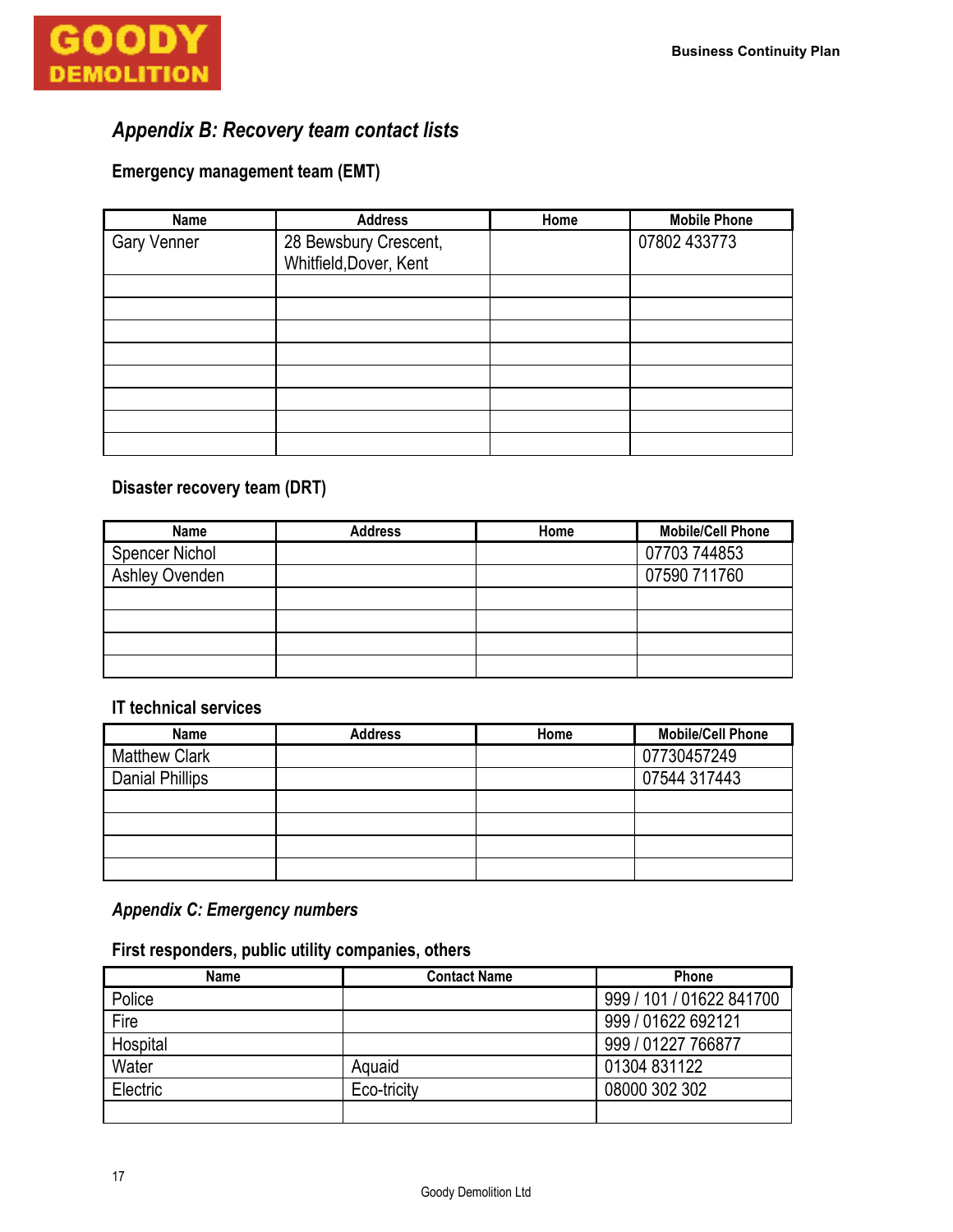## *Appendix B: Recovery team contact lists*

### Emergency management team (EMT)

| Name | Address | Home | Mobile Phone |
|---|---|---|---|
| Gary Venner | 28 Bewsbury Crescent, Whitfield,Dover, Kent | | 07802 433773 |
| | | | |
| | | | |
| | | | |
| | | | |
| | | | |
| | | | |
| | | | |
| | | | |

### Disaster recovery team (DRT)

| Name | Address | Home | Mobile/Cell Phone |
|---|---|---|---|
| Spencer Nichol | | | 07703 744853 |
| Ashley Ovenden | | | 07590 711760 |
| | | | |
| | | | |
| | | | |
| | | | |

### IT technical services

| Name | Address | Home | Mobile/Cell Phone |
|---|---|---|---|
| Matthew Clark | | | 07730457249 |
| Danial Phillips | | | 07544 317443 |
| | | | |
| | | | |
| | | | |
| | | | |

## *Appendix C: Emergency numbers*

### First responders, public utility companies, others

| Name | Contact Name | Phone |
|---|---|---|
| Police | | 999 / 101 / 01622 841700 |
| Fire | | 999 / 01622 692121 |
| Hospital | | 999 / 01227 766877 |
| Water | Aquaid | 01304 831122 |
| Electric | Eco-tricity | 08000 302 302 |
| | | |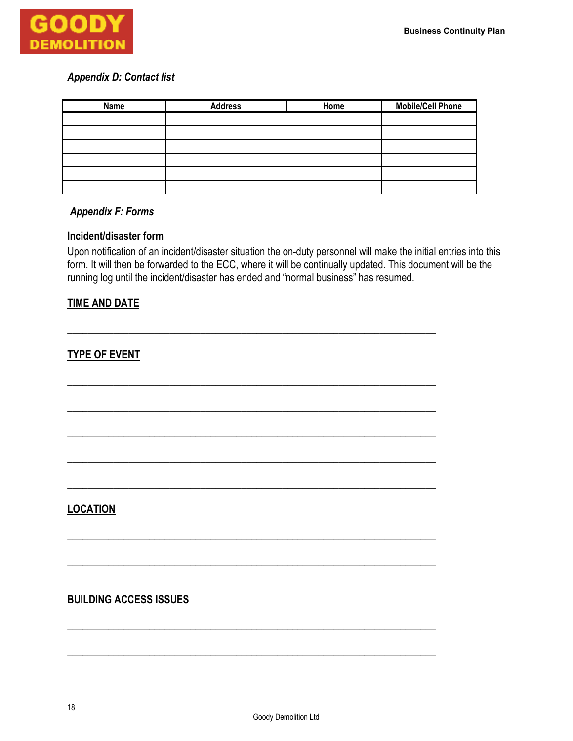### *Appendix D: Contact list*

| Name | Address | Home | Mobile/Cell Phone |
|---|---|---|---|
| | | | |
| | | | |
| | | | |
| | | | |
| | | | |
| | | | |

### *Appendix F: Forms*

#### Incident/disaster form

Upon notification of an incident/disaster situation the on-duty personnel will make the initial entries into this form. It will then be forwarded to the ECC, where it will be continually updated. This document will be the running log until the incident/disaster has ended and "normal business" has resumed.

**TIME AND DATE**

___________________________________________________________________________

**TYPE OF EVENT**

___________________________________________________________________________

___________________________________________________________________________

___________________________________________________________________________

___________________________________________________________________________

___________________________________________________________________________

**LOCATION**

___________________________________________________________________________

___________________________________________________________________________

**BUILDING ACCESS ISSUES**

___________________________________________________________________________

___________________________________________________________________________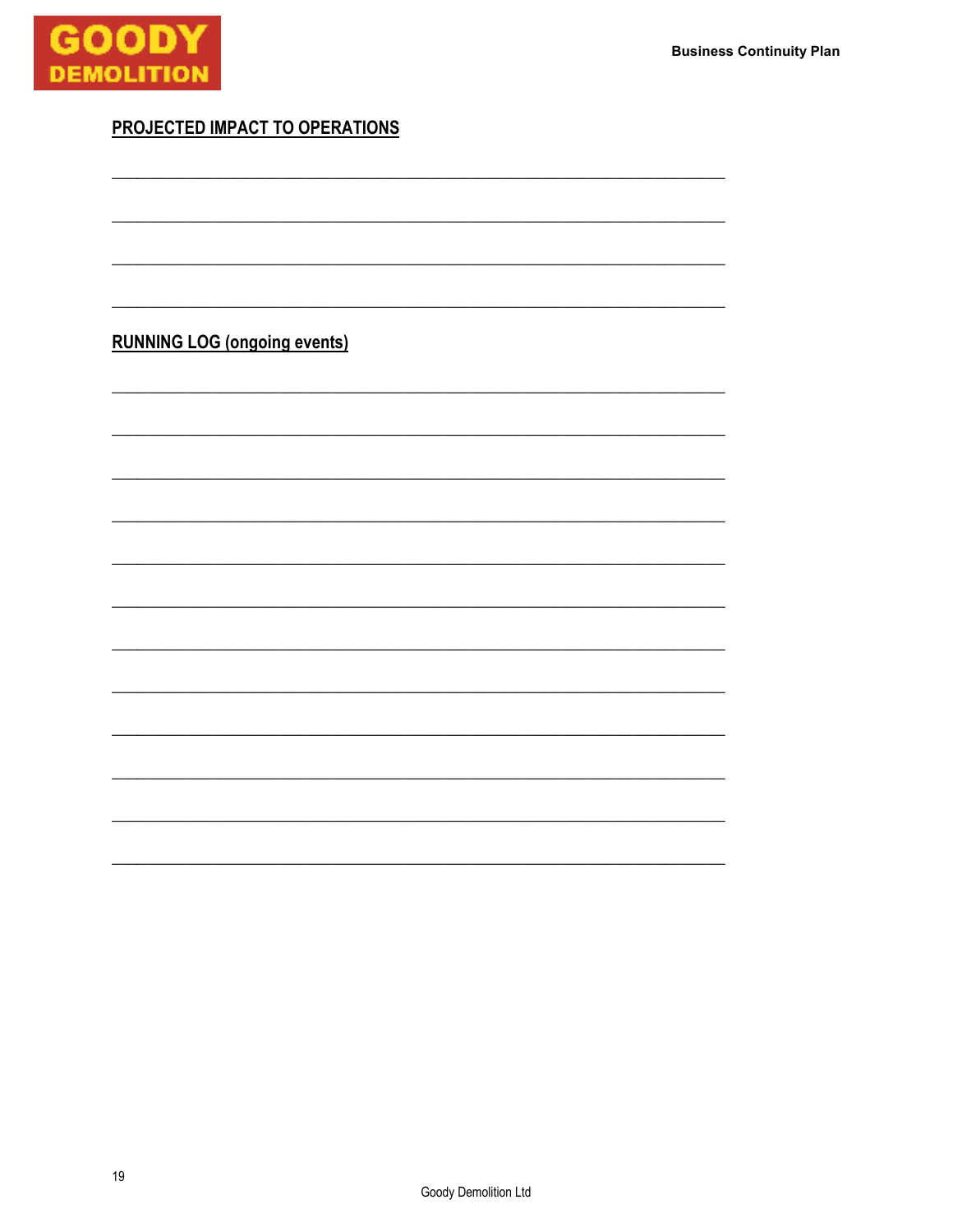## PROJECTED IMPACT TO OPERATIONS

______________________________________________________________________________

______________________________________________________________________________

______________________________________________________________________________

______________________________________________________________________________

## RUNNING LOG (ongoing events)

______________________________________________________________________________

______________________________________________________________________________

______________________________________________________________________________

______________________________________________________________________________

______________________________________________________________________________

______________________________________________________________________________

______________________________________________________________________________

______________________________________________________________________________

______________________________________________________________________________

______________________________________________________________________________

______________________________________________________________________________

______________________________________________________________________________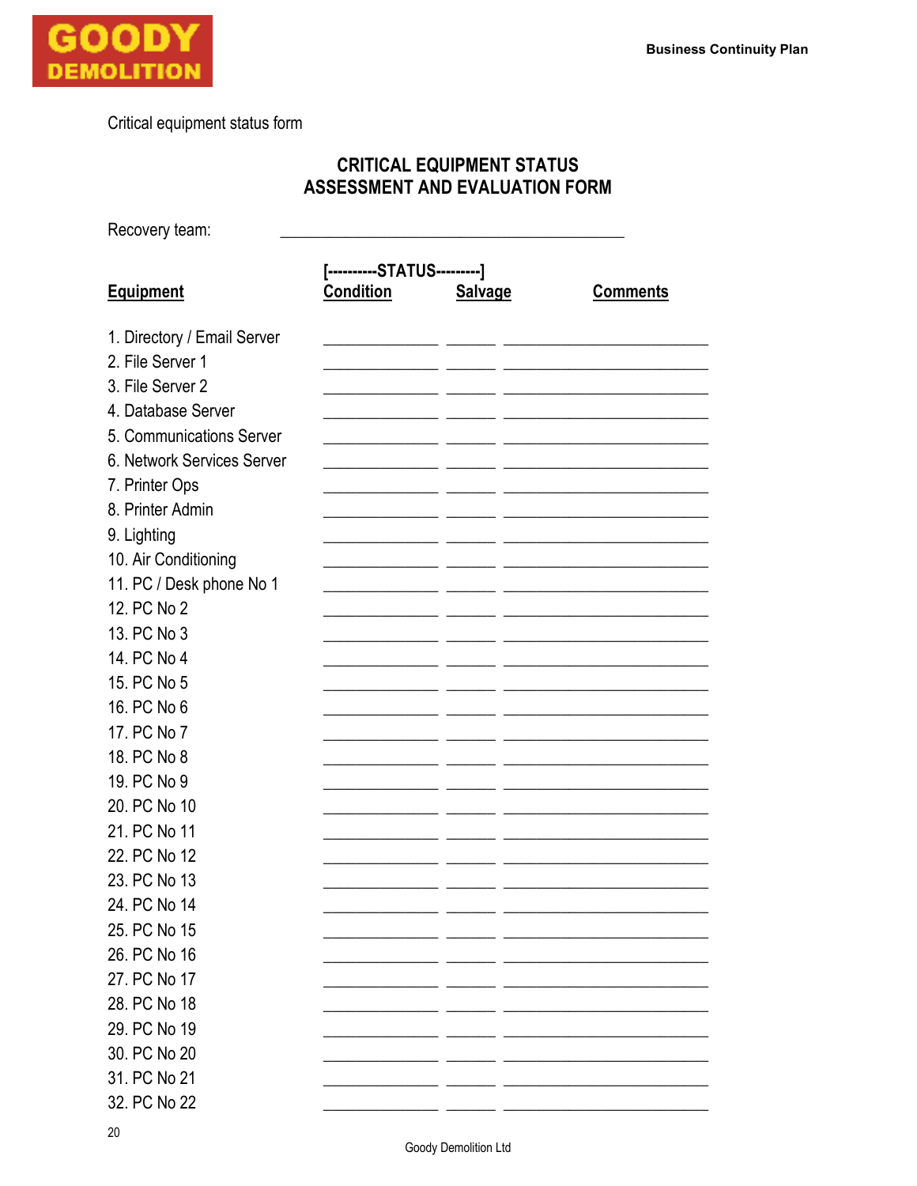Critical equipment status form

## CRITICAL EQUIPMENT STATUS
## ASSESSMENT AND EVALUATION FORM

Recovery team: ________________________________________

| Equipment | [----------STATUS---------] Condition | Salvage | Comments |
|---|---|---|---|
| 1. Directory / Email Server | | | |
| 2. File Server 1 | | | |
| 3. File Server 2 | | | |
| 4. Database Server | | | |
| 5. Communications Server | | | |
| 6. Network Services Server | | | |
| 7. Printer Ops | | | |
| 8. Printer Admin | | | |
| 9. Lighting | | | |
| 10. Air Conditioning | | | |
| 11. PC / Desk phone No 1 | | | |
| 12. PC No 2 | | | |
| 13. PC No 3 | | | |
| 14. PC No 4 | | | |
| 15. PC No 5 | | | |
| 16. PC No 6 | | | |
| 17. PC No 7 | | | |
| 18. PC No 8 | | | |
| 19. PC No 9 | | | |
| 20. PC No 10 | | | |
| 21. PC No 11 | | | |
| 22. PC No 12 | | | |
| 23. PC No 13 | | | |
| 24. PC No 14 | | | |
| 25. PC No 15 | | | |
| 26. PC No 16 | | | |
| 27. PC No 17 | | | |
| 28. PC No 18 | | | |
| 29. PC No 19 | | | |
| 30. PC No 20 | | | |
| 31. PC No 21 | | | |
| 32. PC No 22 | | | |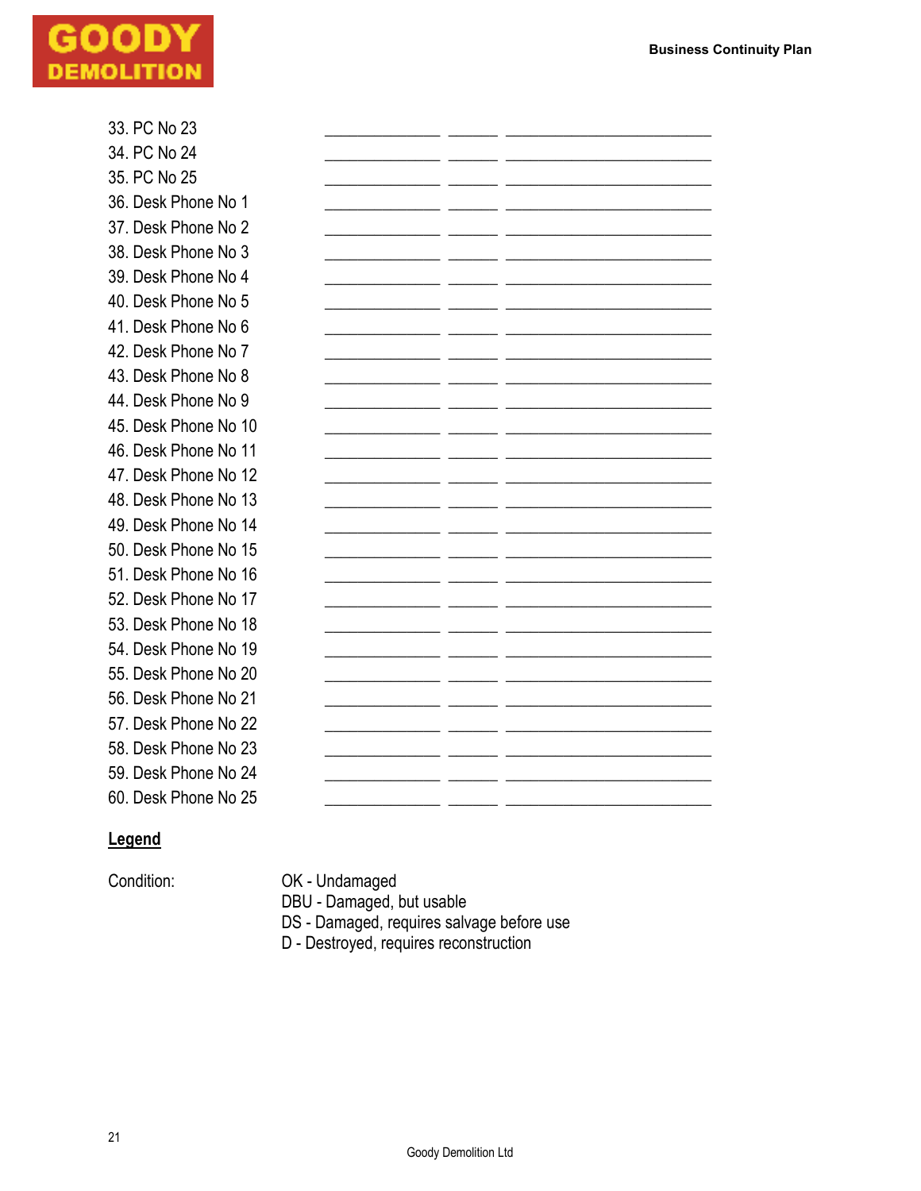| | | | |
|---|---|---|---|
| 33. PC No 23 | ____________ | _____ | ______________________ |
| 34. PC No 24 | ____________ | _____ | ______________________ |
| 35. PC No 25 | ____________ | _____ | ______________________ |
| 36. Desk Phone No 1 | ____________ | _____ | ______________________ |
| 37. Desk Phone No 2 | ____________ | _____ | ______________________ |
| 38. Desk Phone No 3 | ____________ | _____ | ______________________ |
| 39. Desk Phone No 4 | ____________ | _____ | ______________________ |
| 40. Desk Phone No 5 | ____________ | _____ | ______________________ |
| 41. Desk Phone No 6 | ____________ | _____ | ______________________ |
| 42. Desk Phone No 7 | ____________ | _____ | ______________________ |
| 43. Desk Phone No 8 | ____________ | _____ | ______________________ |
| 44. Desk Phone No 9 | ____________ | _____ | ______________________ |
| 45. Desk Phone No 10 | ____________ | _____ | ______________________ |
| 46. Desk Phone No 11 | ____________ | _____ | ______________________ |
| 47. Desk Phone No 12 | ____________ | _____ | ______________________ |
| 48. Desk Phone No 13 | ____________ | _____ | ______________________ |
| 49. Desk Phone No 14 | ____________ | _____ | ______________________ |
| 50. Desk Phone No 15 | ____________ | _____ | ______________________ |
| 51. Desk Phone No 16 | ____________ | _____ | ______________________ |
| 52. Desk Phone No 17 | ____________ | _____ | ______________________ |
| 53. Desk Phone No 18 | ____________ | _____ | ______________________ |
| 54. Desk Phone No 19 | ____________ | _____ | ______________________ |
| 55. Desk Phone No 20 | ____________ | _____ | ______________________ |
| 56. Desk Phone No 21 | ____________ | _____ | ______________________ |
| 57. Desk Phone No 22 | ____________ | _____ | ______________________ |
| 58. Desk Phone No 23 | ____________ | _____ | ______________________ |
| 59. Desk Phone No 24 | ____________ | _____ | ______________________ |
| 60. Desk Phone No 25 | ____________ | _____ | ______________________ |

**Legend**

Condition:

OK - Undamaged
DBU - Damaged, but usable
DS - Damaged, requires salvage before use
D - Destroyed, requires reconstruction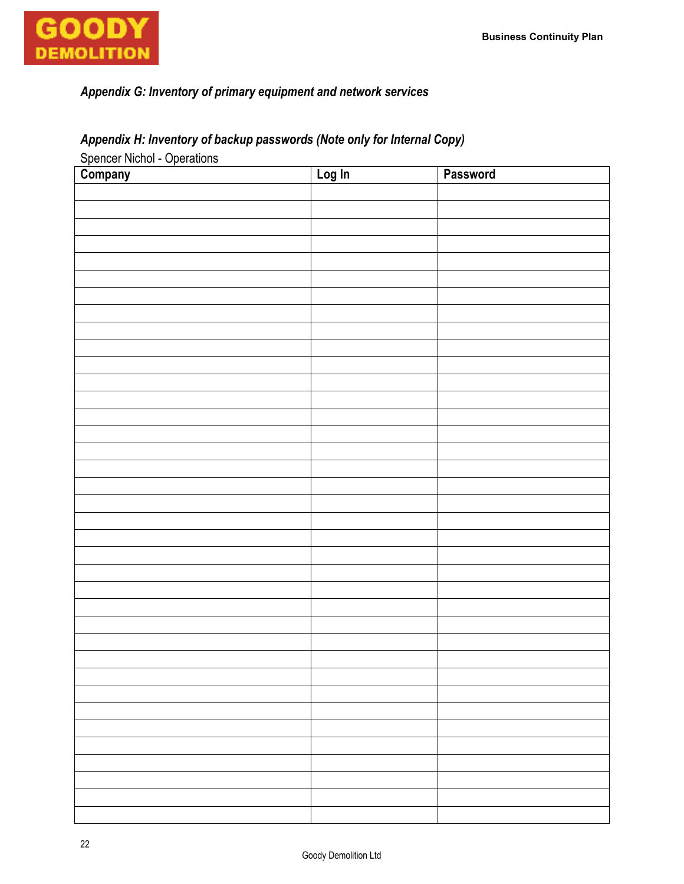### *Appendix G: Inventory of primary equipment and network services*

### *Appendix H: Inventory of backup passwords (Note only for Internal Copy)*

Spencer Nichol - Operations

| Company | Log In | Password |
|---|---|---|
| | | |
| | | |
| | | |
| | | |
| | | |
| | | |
| | | |
| | | |
| | | |
| | | |
| | | |
| | | |
| | | |
| | | |
| | | |
| | | |
| | | |
| | | |
| | | |
| | | |
| | | |
| | | |
| | | |
| | | |
| | | |
| | | |
| | | |
| | | |
| | | |
| | | |
| | | |
| | | |
| | | |
| | | |
| | | |
| | | |
| | | |
| | | |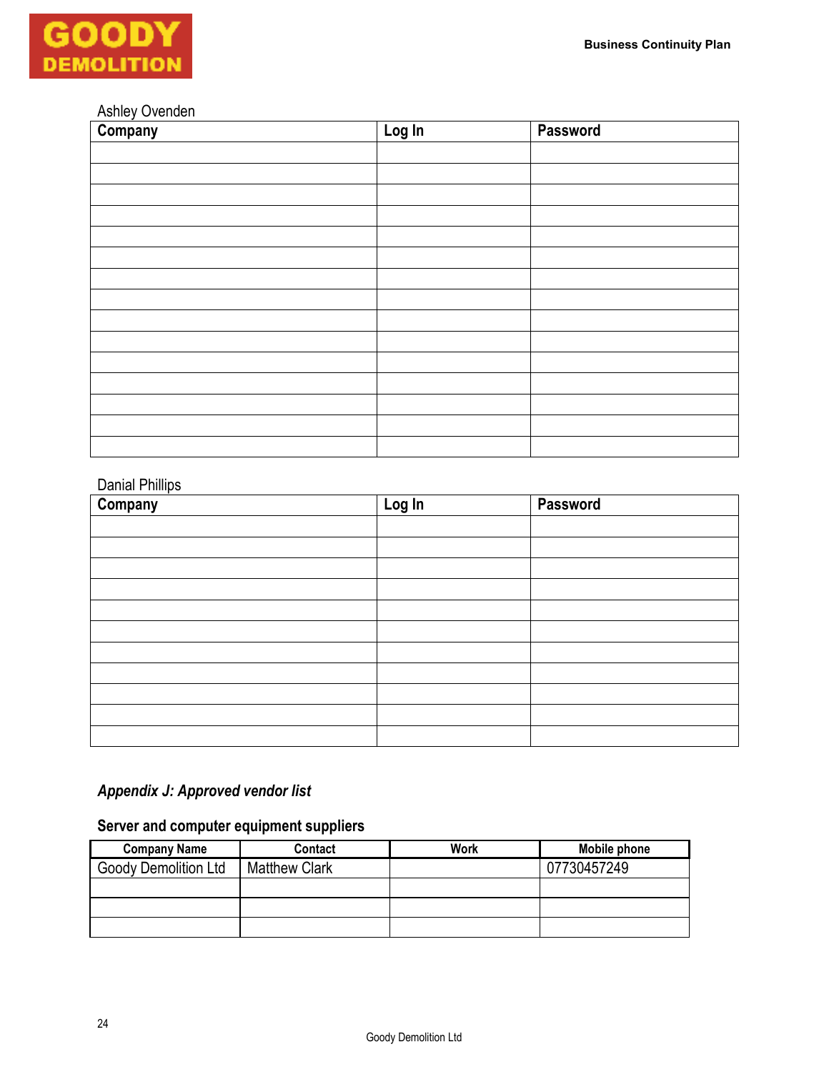Ashley Ovenden

| Company | Log In | Password |
|---|---|---|
| | | |
| | | |
| | | |
| | | |
| | | |
| | | |
| | | |
| | | |
| | | |
| | | |
| | | |
| | | |
| | | |
| | | |
| | | |

Danial Phillips

| Company | Log In | Password |
|---|---|---|
| | | |
| | | |
| | | |
| | | |
| | | |
| | | |
| | | |
| | | |
| | | |
| | | |
| | | |

### *Appendix J: Approved vendor list*

**Server and computer equipment suppliers**

| Company Name | Contact | Work | Mobile phone |
|---|---|---|---|
| Goody Demolition Ltd | Matthew Clark | | 07730457249 |
| | | | |
| | | | |
| | | | |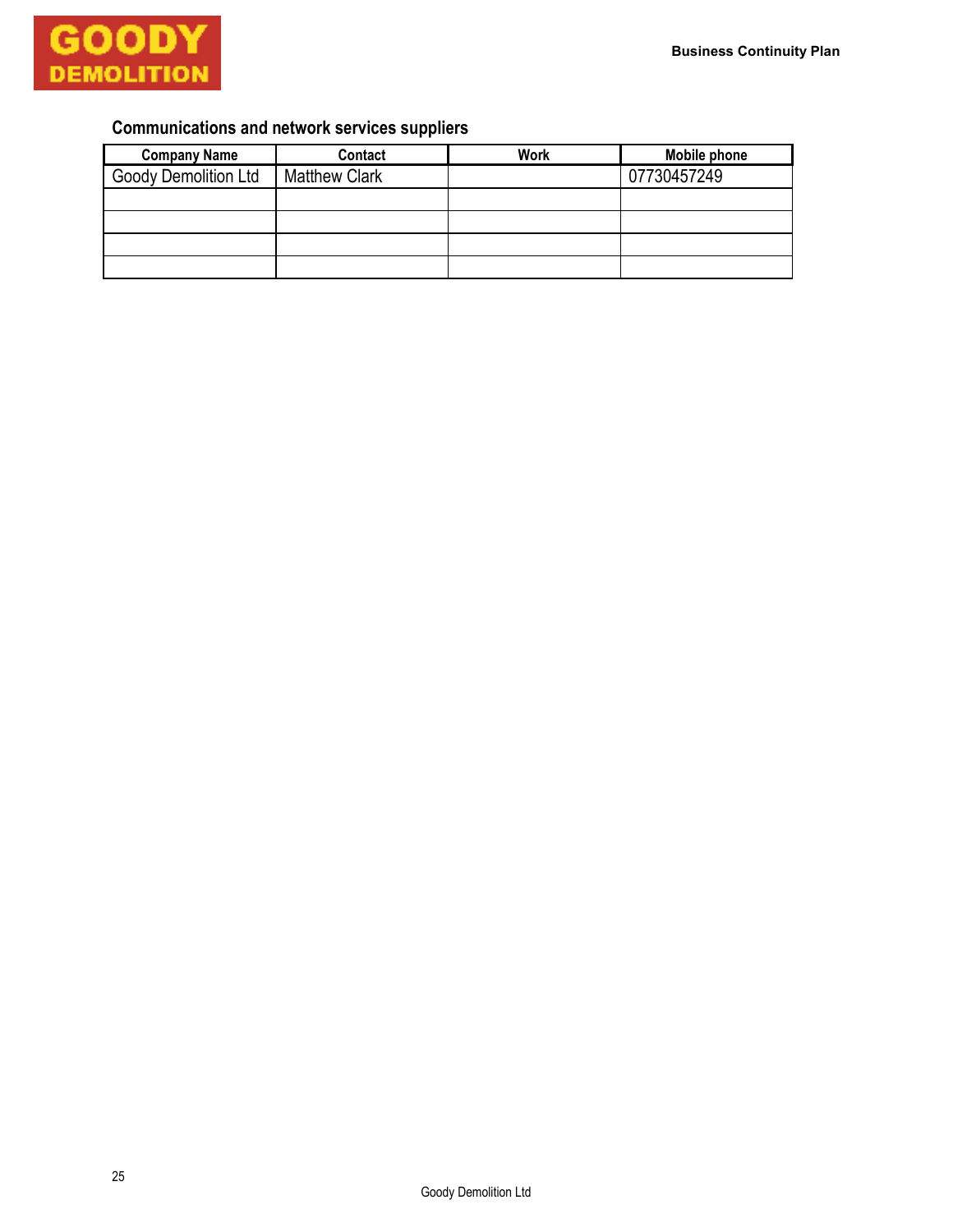## Communications and network services suppliers

| Company Name | Contact | Work | Mobile phone |
|---|---|---|---|
| Goody Demolition Ltd | Matthew Clark | | 07730457249 |
| | | | |
| | | | |
| | | | |
| | | | |